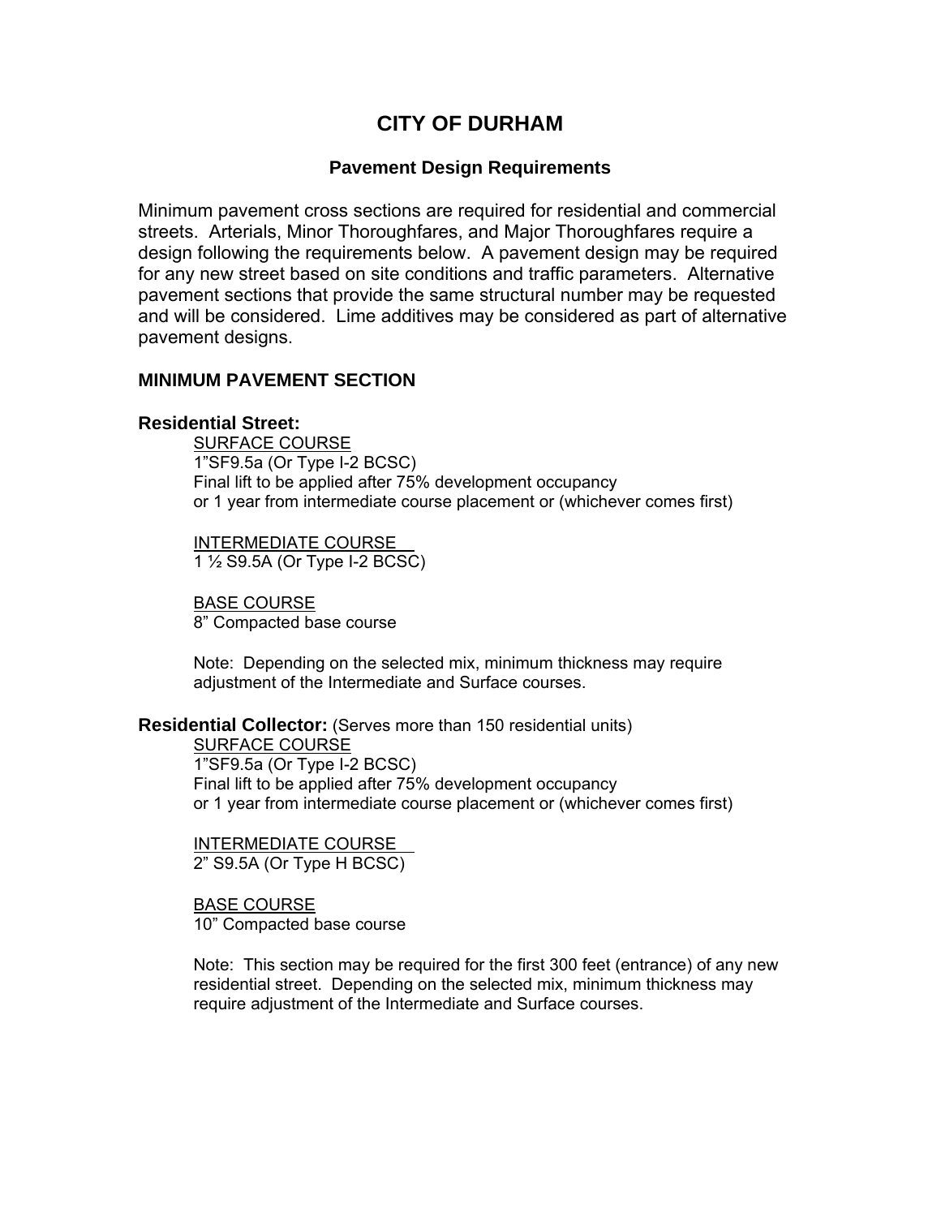# CITY OF DURHAM

## Pavement Design Requirements

Minimum pavement cross sections are required for residential and commercial streets. Arterials, Minor Thoroughfares, and Major Thoroughfares require a design following the requirements below. A pavement design may be required for any new street based on site conditions and traffic parameters. Alternative pavement sections that provide the same structural number may be requested and will be considered. Lime additives may be considered as part of alternative pavement designs.

### MINIMUM PAVEMENT SECTION

**Residential Street:**

<u>SURFACE COURSE</u>
1"SF9.5a (Or Type I-2 BCSC)
Final lift to be applied after 75% development occupancy
or 1 year from intermediate course placement or (whichever comes first)

<u>INTERMEDIATE COURSE</u>
1 ½ S9.5A (Or Type I-2 BCSC)

<u>BASE COURSE</u>
8" Compacted base course

Note: Depending on the selected mix, minimum thickness may require adjustment of the Intermediate and Surface courses.

**Residential Collector:** (Serves more than 150 residential units)

<u>SURFACE COURSE</u>
1"SF9.5a (Or Type I-2 BCSC)
Final lift to be applied after 75% development occupancy
or 1 year from intermediate course placement or (whichever comes first)

<u>INTERMEDIATE COURSE</u>
2" S9.5A (Or Type H BCSC)

<u>BASE COURSE</u>
10" Compacted base course

Note: This section may be required for the first 300 feet (entrance) of any new residential street. Depending on the selected mix, minimum thickness may require adjustment of the Intermediate and Surface courses.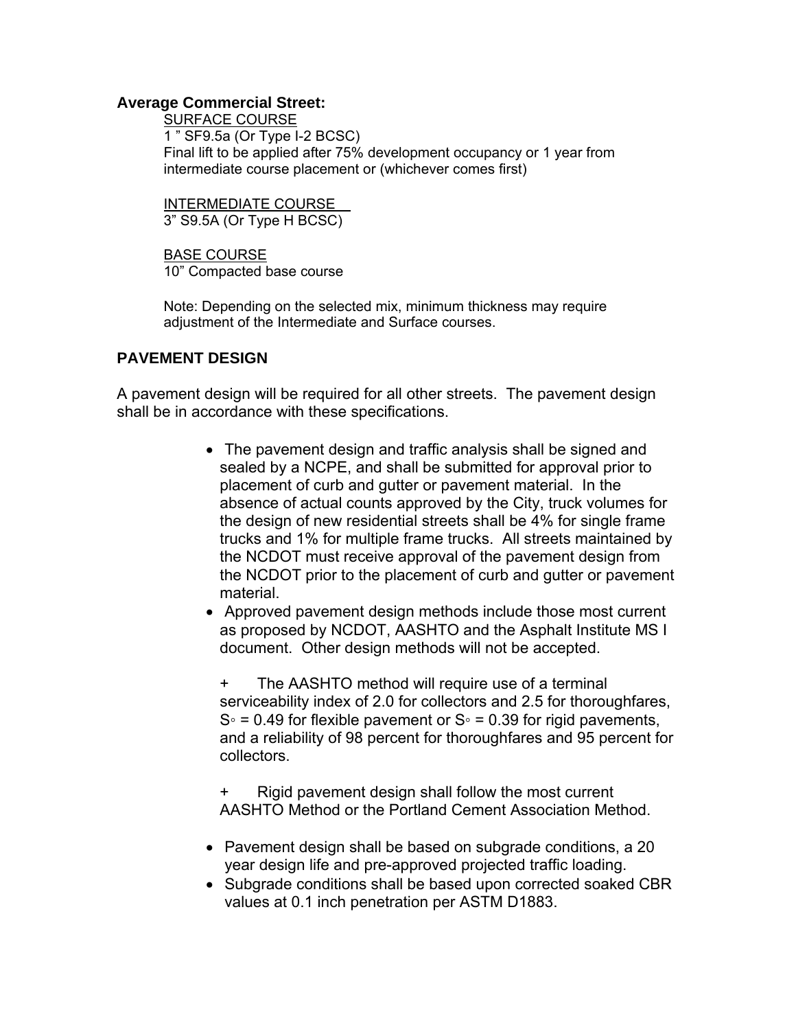**Average Commercial Street:**

SURFACE COURSE
1 " SF9.5a (Or Type I-2 BCSC)
Final lift to be applied after 75% development occupancy or 1 year from intermediate course placement or (whichever comes first)

INTERMEDIATE COURSE
3" S9.5A (Or Type H BCSC)

BASE COURSE
10" Compacted base course

Note: Depending on the selected mix, minimum thickness may require adjustment of the Intermediate and Surface courses.

## PAVEMENT DESIGN

A pavement design will be required for all other streets. The pavement design shall be in accordance with these specifications.

- The pavement design and traffic analysis shall be signed and sealed by a NCPE, and shall be submitted for approval prior to placement of curb and gutter or pavement material. In the absence of actual counts approved by the City, truck volumes for the design of new residential streets shall be 4% for single frame trucks and 1% for multiple frame trucks. All streets maintained by the NCDOT must receive approval of the pavement design from the NCDOT prior to the placement of curb and gutter or pavement material.
- Approved pavement design methods include those most current as proposed by NCDOT, AASHTO and the Asphalt Institute MS I document. Other design methods will not be accepted.

  \+ The AASHTO method will require use of a terminal serviceability index of 2.0 for collectors and 2.5 for thoroughfares, $S_\circ = 0.49$ for flexible pavement or $S_\circ = 0.39$ for rigid pavements, and a reliability of 98 percent for thoroughfares and 95 percent for collectors.

  \+ Rigid pavement design shall follow the most current AASHTO Method or the Portland Cement Association Method.

- Pavement design shall be based on subgrade conditions, a 20 year design life and pre-approved projected traffic loading.
- Subgrade conditions shall be based upon corrected soaked CBR values at 0.1 inch penetration per ASTM D1883.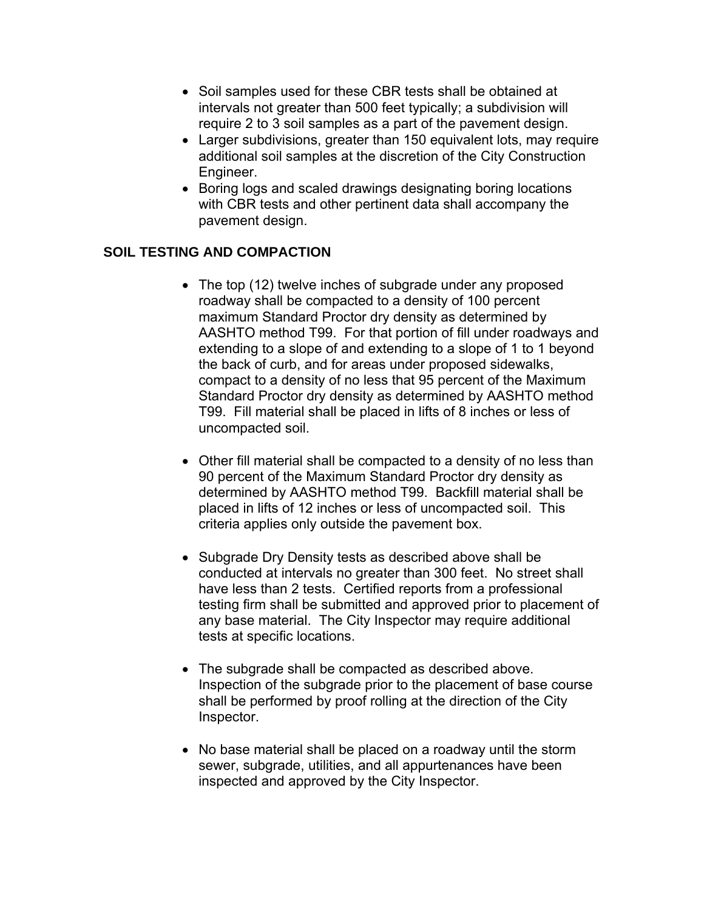- Soil samples used for these CBR tests shall be obtained at intervals not greater than 500 feet typically; a subdivision will require 2 to 3 soil samples as a part of the pavement design.
- Larger subdivisions, greater than 150 equivalent lots, may require additional soil samples at the discretion of the City Construction Engineer.
- Boring logs and scaled drawings designating boring locations with CBR tests and other pertinent data shall accompany the pavement design.

**SOIL TESTING AND COMPACTION**

- The top (12) twelve inches of subgrade under any proposed roadway shall be compacted to a density of 100 percent maximum Standard Proctor dry density as determined by AASHTO method T99. For that portion of fill under roadways and extending to a slope of and extending to a slope of 1 to 1 beyond the back of curb, and for areas under proposed sidewalks, compact to a density of no less that 95 percent of the Maximum Standard Proctor dry density as determined by AASHTO method T99. Fill material shall be placed in lifts of 8 inches or less of uncompacted soil.

- Other fill material shall be compacted to a density of no less than 90 percent of the Maximum Standard Proctor dry density as determined by AASHTO method T99. Backfill material shall be placed in lifts of 12 inches or less of uncompacted soil. This criteria applies only outside the pavement box.

- Subgrade Dry Density tests as described above shall be conducted at intervals no greater than 300 feet. No street shall have less than 2 tests. Certified reports from a professional testing firm shall be submitted and approved prior to placement of any base material. The City Inspector may require additional tests at specific locations.

- The subgrade shall be compacted as described above. Inspection of the subgrade prior to the placement of base course shall be performed by proof rolling at the direction of the City Inspector.

- No base material shall be placed on a roadway until the storm sewer, subgrade, utilities, and all appurtenances have been inspected and approved by the City Inspector.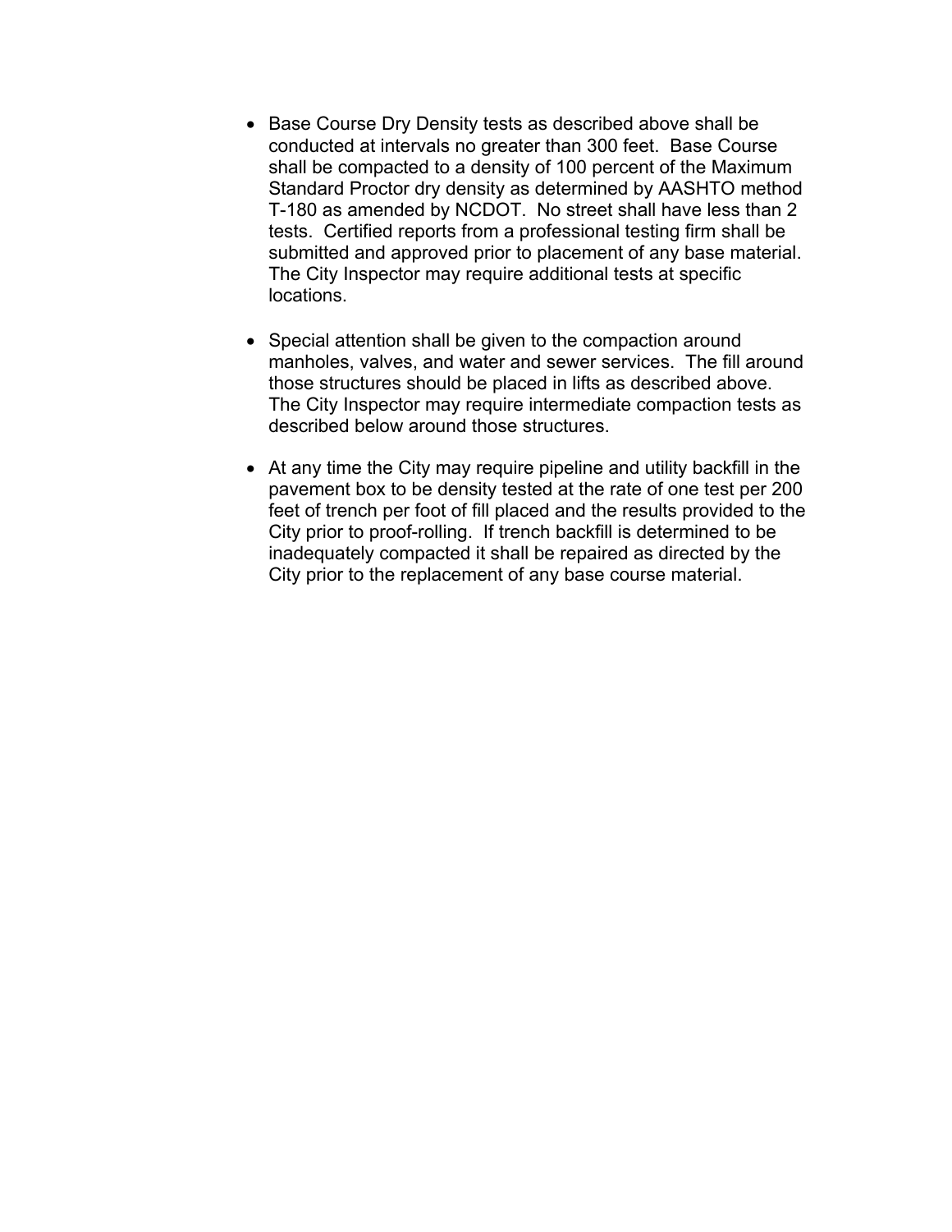- Base Course Dry Density tests as described above shall be conducted at intervals no greater than 300 feet. Base Course shall be compacted to a density of 100 percent of the Maximum Standard Proctor dry density as determined by AASHTO method T-180 as amended by NCDOT. No street shall have less than 2 tests. Certified reports from a professional testing firm shall be submitted and approved prior to placement of any base material. The City Inspector may require additional tests at specific locations.

- Special attention shall be given to the compaction around manholes, valves, and water and sewer services. The fill around those structures should be placed in lifts as described above. The City Inspector may require intermediate compaction tests as described below around those structures.

- At any time the City may require pipeline and utility backfill in the pavement box to be density tested at the rate of one test per 200 feet of trench per foot of fill placed and the results provided to the City prior to proof-rolling. If trench backfill is determined to be inadequately compacted it shall be repaired as directed by the City prior to the replacement of any base course material.